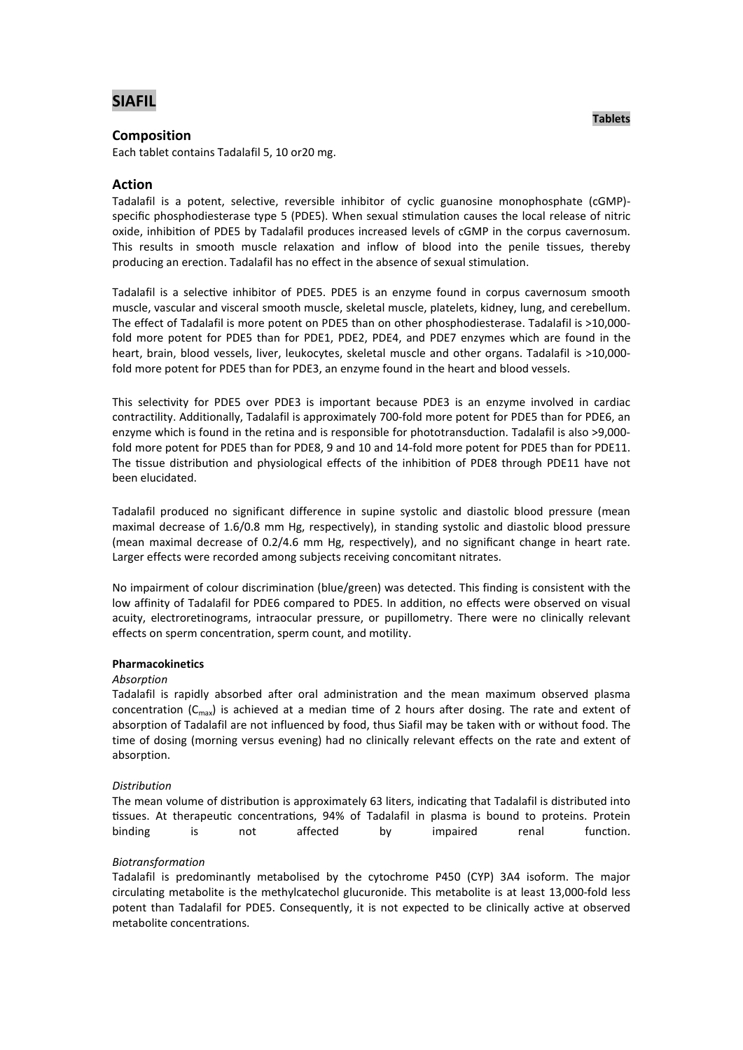# SIAFIL

**Tablets**

## Composition

Each tablet contains Tadalafil 5, 10 or20 mg.

## Action

Tadalafil is a potent, selective, reversible inhibitor of cyclic guanosine monophosphate (cGMP)-specific phosphodiesterase type 5 (PDE5). When sexual stimulation causes the local release of nitric oxide, inhibition of PDE5 by Tadalafil produces increased levels of cGMP in the corpus cavernosum. This results in smooth muscle relaxation and inflow of blood into the penile tissues, thereby producing an erection. Tadalafil has no effect in the absence of sexual stimulation.

Tadalafil is a selective inhibitor of PDE5. PDE5 is an enzyme found in corpus cavernosum smooth muscle, vascular and visceral smooth muscle, skeletal muscle, platelets, kidney, lung, and cerebellum. The effect of Tadalafil is more potent on PDE5 than on other phosphodiesterase. Tadalafil is >10,000-fold more potent for PDE5 than for PDE1, PDE2, PDE4, and PDE7 enzymes which are found in the heart, brain, blood vessels, liver, leukocytes, skeletal muscle and other organs. Tadalafil is >10,000-fold more potent for PDE5 than for PDE3, an enzyme found in the heart and blood vessels.

This selectivity for PDE5 over PDE3 is important because PDE3 is an enzyme involved in cardiac contractility. Additionally, Tadalafil is approximately 700-fold more potent for PDE5 than for PDE6, an enzyme which is found in the retina and is responsible for phototransduction. Tadalafil is also >9,000-fold more potent for PDE5 than for PDE8, 9 and 10 and 14-fold more potent for PDE5 than for PDE11. The tissue distribution and physiological effects of the inhibition of PDE8 through PDE11 have not been elucidated.

Tadalafil produced no significant difference in supine systolic and diastolic blood pressure (mean maximal decrease of 1.6/0.8 mm Hg, respectively), in standing systolic and diastolic blood pressure (mean maximal decrease of 0.2/4.6 mm Hg, respectively), and no significant change in heart rate. Larger effects were recorded among subjects receiving concomitant nitrates.

No impairment of colour discrimination (blue/green) was detected. This finding is consistent with the low affinity of Tadalafil for PDE6 compared to PDE5. In addition, no effects were observed on visual acuity, electroretinograms, intraocular pressure, or pupillometry. There were no clinically relevant effects on sperm concentration, sperm count, and motility.

**Pharmacokinetics**

*Absorption*

Tadalafil is rapidly absorbed after oral administration and the mean maximum observed plasma concentration ($C_{max}$) is achieved at a median time of 2 hours after dosing. The rate and extent of absorption of Tadalafil are not influenced by food, thus Siafil may be taken with or without food. The time of dosing (morning versus evening) had no clinically relevant effects on the rate and extent of absorption.

*Distribution*

The mean volume of distribution is approximately 63 liters, indicating that Tadalafil is distributed into tissues. At therapeutic concentrations, 94% of Tadalafil in plasma is bound to proteins. Protein binding is not affected by impaired renal function.

*Biotransformation*

Tadalafil is predominantly metabolised by the cytochrome P450 (CYP) 3A4 isoform. The major circulating metabolite is the methylcatechol glucuronide. This metabolite is at least 13,000-fold less potent than Tadalafil for PDE5. Consequently, it is not expected to be clinically active at observed metabolite concentrations.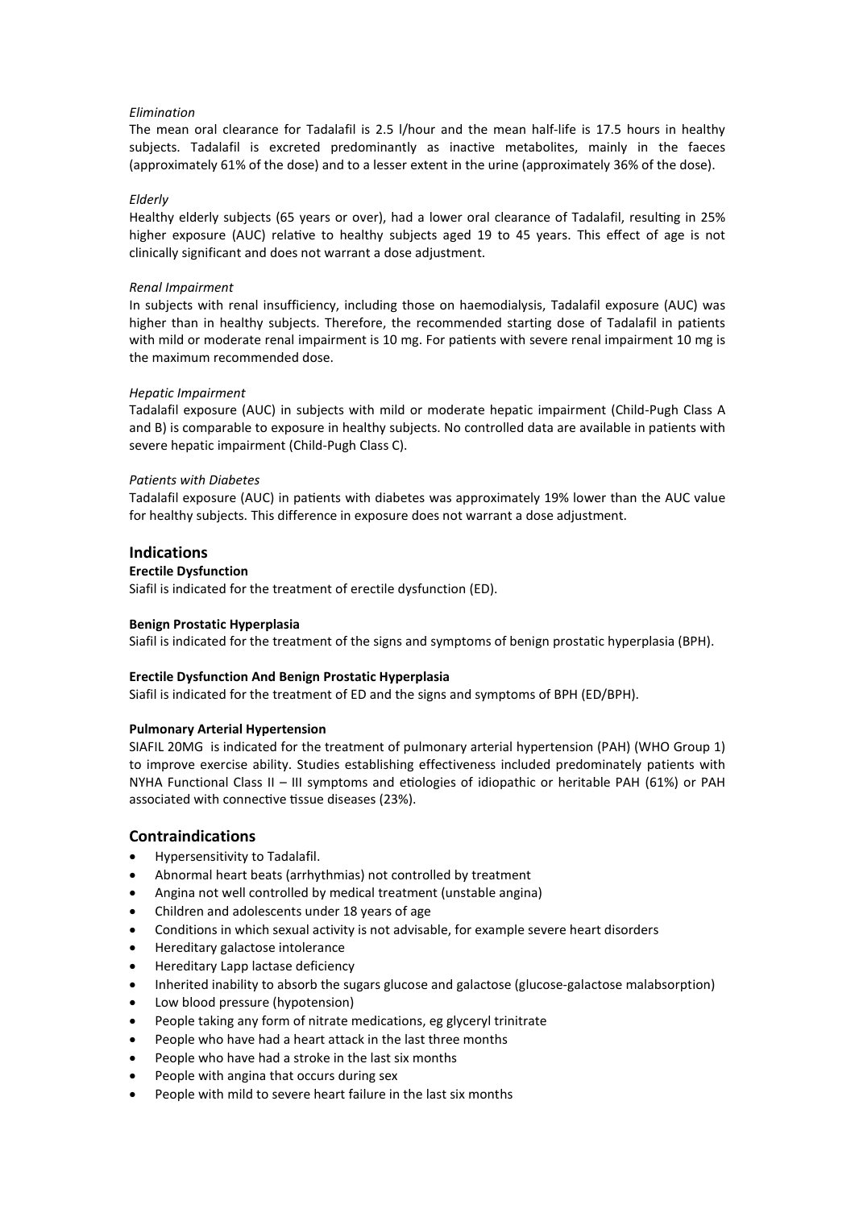*Elimination*

The mean oral clearance for Tadalafil is 2.5 l/hour and the mean half-life is 17.5 hours in healthy subjects. Tadalafil is excreted predominantly as inactive metabolites, mainly in the faeces (approximately 61% of the dose) and to a lesser extent in the urine (approximately 36% of the dose).

*Elderly*

Healthy elderly subjects (65 years or over), had a lower oral clearance of Tadalafil, resulting in 25% higher exposure (AUC) relative to healthy subjects aged 19 to 45 years. This effect of age is not clinically significant and does not warrant a dose adjustment.

*Renal Impairment*

In subjects with renal insufficiency, including those on haemodialysis, Tadalafil exposure (AUC) was higher than in healthy subjects. Therefore, the recommended starting dose of Tadalafil in patients with mild or moderate renal impairment is 10 mg. For patients with severe renal impairment 10 mg is the maximum recommended dose.

*Hepatic Impairment*

Tadalafil exposure (AUC) in subjects with mild or moderate hepatic impairment (Child-Pugh Class A and B) is comparable to exposure in healthy subjects. No controlled data are available in patients with severe hepatic impairment (Child-Pugh Class C).

*Patients with Diabetes*

Tadalafil exposure (AUC) in patients with diabetes was approximately 19% lower than the AUC value for healthy subjects. This difference in exposure does not warrant a dose adjustment.

## Indications

**Erectile Dysfunction**

Siafil is indicated for the treatment of erectile dysfunction (ED).

**Benign Prostatic Hyperplasia**

Siafil is indicated for the treatment of the signs and symptoms of benign prostatic hyperplasia (BPH).

**Erectile Dysfunction And Benign Prostatic Hyperplasia**

Siafil is indicated for the treatment of ED and the signs and symptoms of BPH (ED/BPH).

**Pulmonary Arterial Hypertension**

SIAFIL 20MG is indicated for the treatment of pulmonary arterial hypertension (PAH) (WHO Group 1) to improve exercise ability. Studies establishing effectiveness included predominately patients with NYHA Functional Class II – III symptoms and etiologies of idiopathic or heritable PAH (61%) or PAH associated with connective tissue diseases (23%).

## Contraindications

- Hypersensitivity to Tadalafil.
- Abnormal heart beats (arrhythmias) not controlled by treatment
- Angina not well controlled by medical treatment (unstable angina)
- Children and adolescents under 18 years of age
- Conditions in which sexual activity is not advisable, for example severe heart disorders
- Hereditary galactose intolerance
- Hereditary Lapp lactase deficiency
- Inherited inability to absorb the sugars glucose and galactose (glucose-galactose malabsorption)
- Low blood pressure (hypotension)
- People taking any form of nitrate medications, eg glyceryl trinitrate
- People who have had a heart attack in the last three months
- People who have had a stroke in the last six months
- People with angina that occurs during sex
- People with mild to severe heart failure in the last six months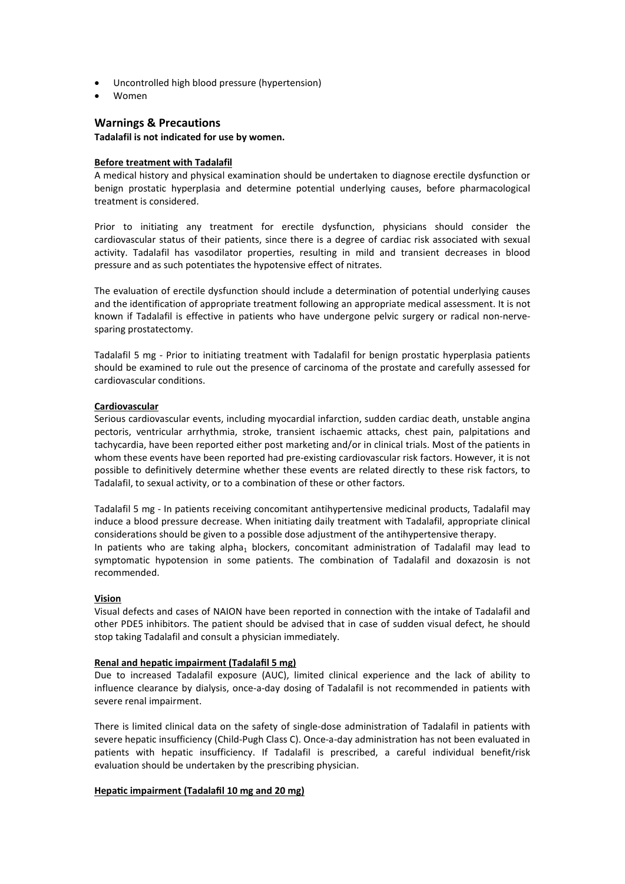- Uncontrolled high blood pressure (hypertension)
- Women

## Warnings & Precautions

**Tadalafil is not indicated for use by women.**

**Before treatment with Tadalafil**

A medical history and physical examination should be undertaken to diagnose erectile dysfunction or benign prostatic hyperplasia and determine potential underlying causes, before pharmacological treatment is considered.

Prior to initiating any treatment for erectile dysfunction, physicians should consider the cardiovascular status of their patients, since there is a degree of cardiac risk associated with sexual activity. Tadalafil has vasodilator properties, resulting in mild and transient decreases in blood pressure and as such potentiates the hypotensive effect of nitrates.

The evaluation of erectile dysfunction should include a determination of potential underlying causes and the identification of appropriate treatment following an appropriate medical assessment. It is not known if Tadalafil is effective in patients who have undergone pelvic surgery or radical non-nerve-sparing prostatectomy.

Tadalafil 5 mg - Prior to initiating treatment with Tadalafil for benign prostatic hyperplasia patients should be examined to rule out the presence of carcinoma of the prostate and carefully assessed for cardiovascular conditions.

**Cardiovascular**

Serious cardiovascular events, including myocardial infarction, sudden cardiac death, unstable angina pectoris, ventricular arrhythmia, stroke, transient ischaemic attacks, chest pain, palpitations and tachycardia, have been reported either post marketing and/or in clinical trials. Most of the patients in whom these events have been reported had pre-existing cardiovascular risk factors. However, it is not possible to definitively determine whether these events are related directly to these risk factors, to Tadalafil, to sexual activity, or to a combination of these or other factors.

Tadalafil 5 mg - In patients receiving concomitant antihypertensive medicinal products, Tadalafil may induce a blood pressure decrease. When initiating daily treatment with Tadalafil, appropriate clinical considerations should be given to a possible dose adjustment of the antihypertensive therapy.
In patients who are taking alpha$_1$ blockers, concomitant administration of Tadalafil may lead to symptomatic hypotension in some patients. The combination of Tadalafil and doxazosin is not recommended.

**Vision**

Visual defects and cases of NAION have been reported in connection with the intake of Tadalafil and other PDE5 inhibitors. The patient should be advised that in case of sudden visual defect, he should stop taking Tadalafil and consult a physician immediately.

**Renal and hepatic impairment (Tadalafil 5 mg)**

Due to increased Tadalafil exposure (AUC), limited clinical experience and the lack of ability to influence clearance by dialysis, once-a-day dosing of Tadalafil is not recommended in patients with severe renal impairment.

There is limited clinical data on the safety of single-dose administration of Tadalafil in patients with severe hepatic insufficiency (Child-Pugh Class C). Once-a-day administration has not been evaluated in patients with hepatic insufficiency. If Tadalafil is prescribed, a careful individual benefit/risk evaluation should be undertaken by the prescribing physician.

**Hepatic impairment (Tadalafil 10 mg and 20 mg)**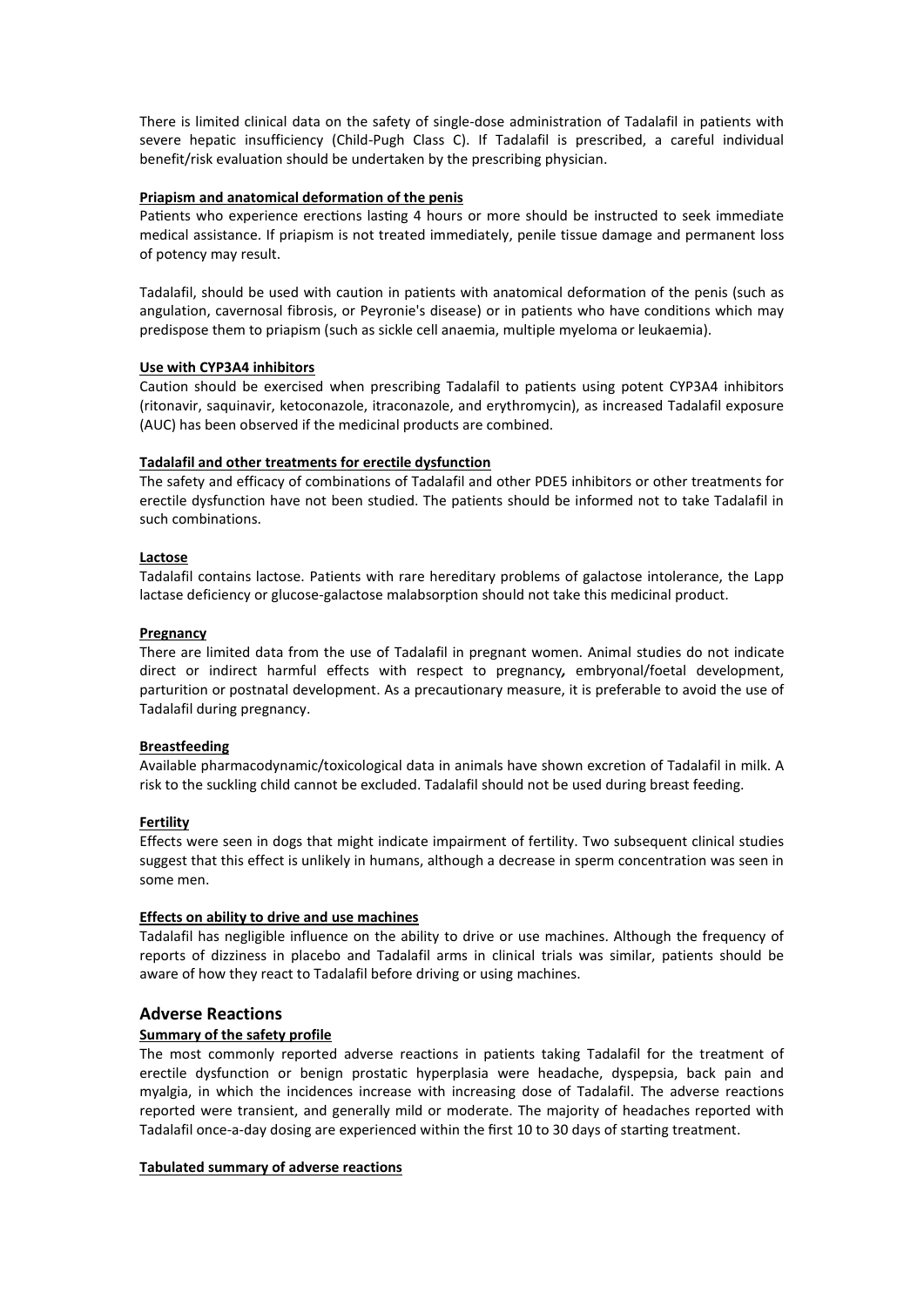There is limited clinical data on the safety of single-dose administration of Tadalafil in patients with severe hepatic insufficiency (Child-Pugh Class C). If Tadalafil is prescribed, a careful individual benefit/risk evaluation should be undertaken by the prescribing physician.

**Priapism and anatomical deformation of the penis**

Patients who experience erections lasting 4 hours or more should be instructed to seek immediate medical assistance. If priapism is not treated immediately, penile tissue damage and permanent loss of potency may result.

Tadalafil, should be used with caution in patients with anatomical deformation of the penis (such as angulation, cavernosal fibrosis, or Peyronie's disease) or in patients who have conditions which may predispose them to priapism (such as sickle cell anaemia, multiple myeloma or leukaemia).

**Use with CYP3A4 inhibitors**

Caution should be exercised when prescribing Tadalafil to patients using potent CYP3A4 inhibitors (ritonavir, saquinavir, ketoconazole, itraconazole, and erythromycin), as increased Tadalafil exposure (AUC) has been observed if the medicinal products are combined.

**Tadalafil and other treatments for erectile dysfunction**

The safety and efficacy of combinations of Tadalafil and other PDE5 inhibitors or other treatments for erectile dysfunction have not been studied. The patients should be informed not to take Tadalafil in such combinations.

**Lactose**

Tadalafil contains lactose. Patients with rare hereditary problems of galactose intolerance, the Lapp lactase deficiency or glucose-galactose malabsorption should not take this medicinal product.

**Pregnancy**

There are limited data from the use of Tadalafil in pregnant women. Animal studies do not indicate direct or indirect harmful effects with respect to pregnancy, embryonal/foetal development, parturition or postnatal development. As a precautionary measure, it is preferable to avoid the use of Tadalafil during pregnancy.

**Breastfeeding**

Available pharmacodynamic/toxicological data in animals have shown excretion of Tadalafil in milk. A risk to the suckling child cannot be excluded. Tadalafil should not be used during breast feeding.

**Fertility**

Effects were seen in dogs that might indicate impairment of fertility. Two subsequent clinical studies suggest that this effect is unlikely in humans, although a decrease in sperm concentration was seen in some men.

**Effects on ability to drive and use machines**

Tadalafil has negligible influence on the ability to drive or use machines. Although the frequency of reports of dizziness in placebo and Tadalafil arms in clinical trials was similar, patients should be aware of how they react to Tadalafil before driving or using machines.

## Adverse Reactions

**Summary of the safety profile**

The most commonly reported adverse reactions in patients taking Tadalafil for the treatment of erectile dysfunction or benign prostatic hyperplasia were headache, dyspepsia, back pain and myalgia, in which the incidences increase with increasing dose of Tadalafil. The adverse reactions reported were transient, and generally mild or moderate. The majority of headaches reported with Tadalafil once-a-day dosing are experienced within the first 10 to 30 days of starting treatment.

**Tabulated summary of adverse reactions**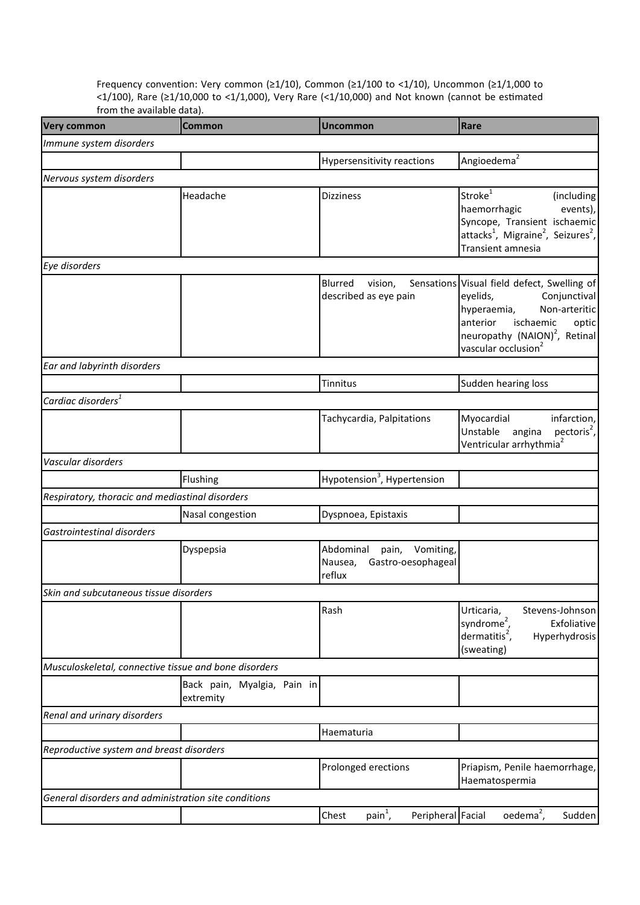Frequency convention: Very common (≥1/10), Common (≥1/100 to <1/10), Uncommon (≥1/1,000 to <1/100), Rare (≥1/10,000 to <1/1,000), Very Rare (<1/10,000) and Not known (cannot be estimated from the available data).

| Very common | Common | Uncommon | Rare |
|---|---|---|---|
| *Immune system disorders* | | | |
| | | Hypersensitivity reactions | Angioedema[2] |
| *Nervous system disorders* | | | |
| | Headache | Dizziness | Stroke[1] (including haemorrhagic events), Syncope, Transient ischaemic attacks[1], Migraine[2], Seizures[2], Transient amnesia |
| *Eye disorders* | | | |
| | | Blurred vision, Sensations described as eye pain | Visual field defect, Swelling of eyelids, Conjunctival hyperaemia, Non-arteritic anterior ischaemic optic neuropathy (NAION)[2], Retinal vascular occlusion[2] |
| *Ear and labyrinth disorders* | | | |
| | | Tinnitus | Sudden hearing loss |
| *Cardiac disorders[1]* | | | |
| | | Tachycardia, Palpitations | Myocardial infarction, Unstable angina pectoris[2], Ventricular arrhythmia[2] |
| *Vascular disorders* | | | |
| | Flushing | Hypotension[3], Hypertension | |
| *Respiratory, thoracic and mediastinal disorders* | | | |
| | Nasal congestion | Dyspnoea, Epistaxis | |
| *Gastrointestinal disorders* | | | |
| | Dyspepsia | Abdominal pain, Vomiting, Nausea, Gastro-oesophageal reflux | |
| *Skin and subcutaneous tissue disorders* | | | |
| | | Rash | Urticaria, Stevens-Johnson syndrome[2], Exfoliative dermatitis[2], Hyperhydrosis (sweating) |
| *Musculoskeletal, connective tissue and bone disorders* | | | |
| | Back pain, Myalgia, Pain in extremity | | |
| *Renal and urinary disorders* | | | |
| | | Haematuria | |
| *Reproductive system and breast disorders* | | | |
| | | Prolonged erections | Priapism, Penile haemorrhage, Haematospermia |
| *General disorders and administration site conditions* | | | |
| | | Chest pain[1], Peripheral | Facial oedema[2], Sudden |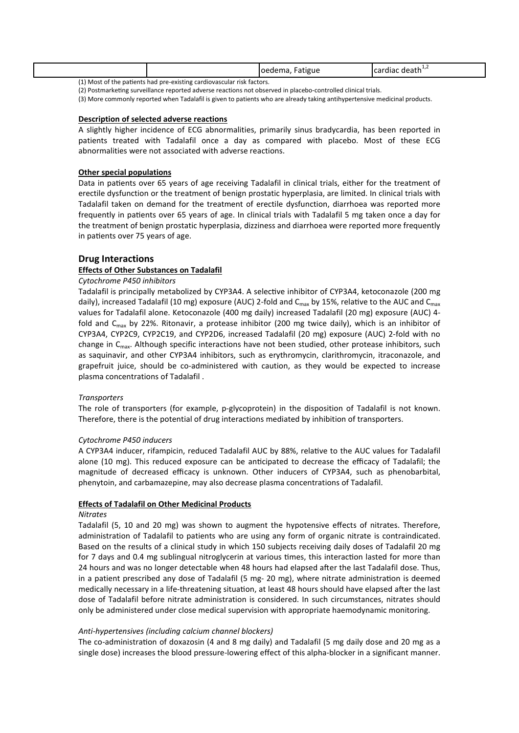| | | oedema, Fatigue | cardiac death[1,2] |
|---|---|---|---|

(1) Most of the patients had pre-existing cardiovascular risk factors.

(2) Postmarketing surveillance reported adverse reactions not observed in placebo-controlled clinical trials.

(3) More commonly reported when Tadalafil is given to patients who are already taking antihypertensive medicinal products.

**Description of selected adverse reactions**

A slightly higher incidence of ECG abnormalities, primarily sinus bradycardia, has been reported in patients treated with Tadalafil once a day as compared with placebo. Most of these ECG abnormalities were not associated with adverse reactions.

**Other special populations**

Data in patients over 65 years of age receiving Tadalafil in clinical trials, either for the treatment of erectile dysfunction or the treatment of benign prostatic hyperplasia, are limited. In clinical trials with Tadalafil taken on demand for the treatment of erectile dysfunction, diarrhoea was reported more frequently in patients over 65 years of age. In clinical trials with Tadalafil 5 mg taken once a day for the treatment of benign prostatic hyperplasia, dizziness and diarrhoea were reported more frequently in patients over 75 years of age.

## Drug Interactions

**Effects of Other Substances on Tadalafil**

*Cytochrome P450 inhibitors*

Tadalafil is principally metabolized by CYP3A4. A selective inhibitor of CYP3A4, ketoconazole (200 mg daily), increased Tadalafil (10 mg) exposure (AUC) 2-fold and $C_{max}$ by 15%, relative to the AUC and $C_{max}$ values for Tadalafil alone. Ketoconazole (400 mg daily) increased Tadalafil (20 mg) exposure (AUC) 4-fold and $C_{max}$ by 22%. Ritonavir, a protease inhibitor (200 mg twice daily), which is an inhibitor of CYP3A4, CYP2C9, CYP2C19, and CYP2D6, increased Tadalafil (20 mg) exposure (AUC) 2-fold with no change in $C_{max}$. Although specific interactions have not been studied, other protease inhibitors, such as saquinavir, and other CYP3A4 inhibitors, such as erythromycin, clarithromycin, itraconazole, and grapefruit juice, should be co-administered with caution, as they would be expected to increase plasma concentrations of Tadalafil .

*Transporters*

The role of transporters (for example, p-glycoprotein) in the disposition of Tadalafil is not known. Therefore, there is the potential of drug interactions mediated by inhibition of transporters.

*Cytochrome P450 inducers*

A CYP3A4 inducer, rifampicin, reduced Tadalafil AUC by 88%, relative to the AUC values for Tadalafil alone (10 mg). This reduced exposure can be anticipated to decrease the efficacy of Tadalafil; the magnitude of decreased efficacy is unknown. Other inducers of CYP3A4, such as phenobarbital, phenytoin, and carbamazepine, may also decrease plasma concentrations of Tadalafil.

**Effects of Tadalafil on Other Medicinal Products**

*Nitrates*

Tadalafil (5, 10 and 20 mg) was shown to augment the hypotensive effects of nitrates. Therefore, administration of Tadalafil to patients who are using any form of organic nitrate is contraindicated. Based on the results of a clinical study in which 150 subjects receiving daily doses of Tadalafil 20 mg for 7 days and 0.4 mg sublingual nitroglycerin at various times, this interaction lasted for more than 24 hours and was no longer detectable when 48 hours had elapsed after the last Tadalafil dose. Thus, in a patient prescribed any dose of Tadalafil (5 mg- 20 mg), where nitrate administration is deemed medically necessary in a life-threatening situation, at least 48 hours should have elapsed after the last dose of Tadalafil before nitrate administration is considered. In such circumstances, nitrates should only be administered under close medical supervision with appropriate haemodynamic monitoring.

*Anti-hypertensives (including calcium channel blockers)*

The co-administration of doxazosin (4 and 8 mg daily) and Tadalafil (5 mg daily dose and 20 mg as a single dose) increases the blood pressure-lowering effect of this alpha-blocker in a significant manner.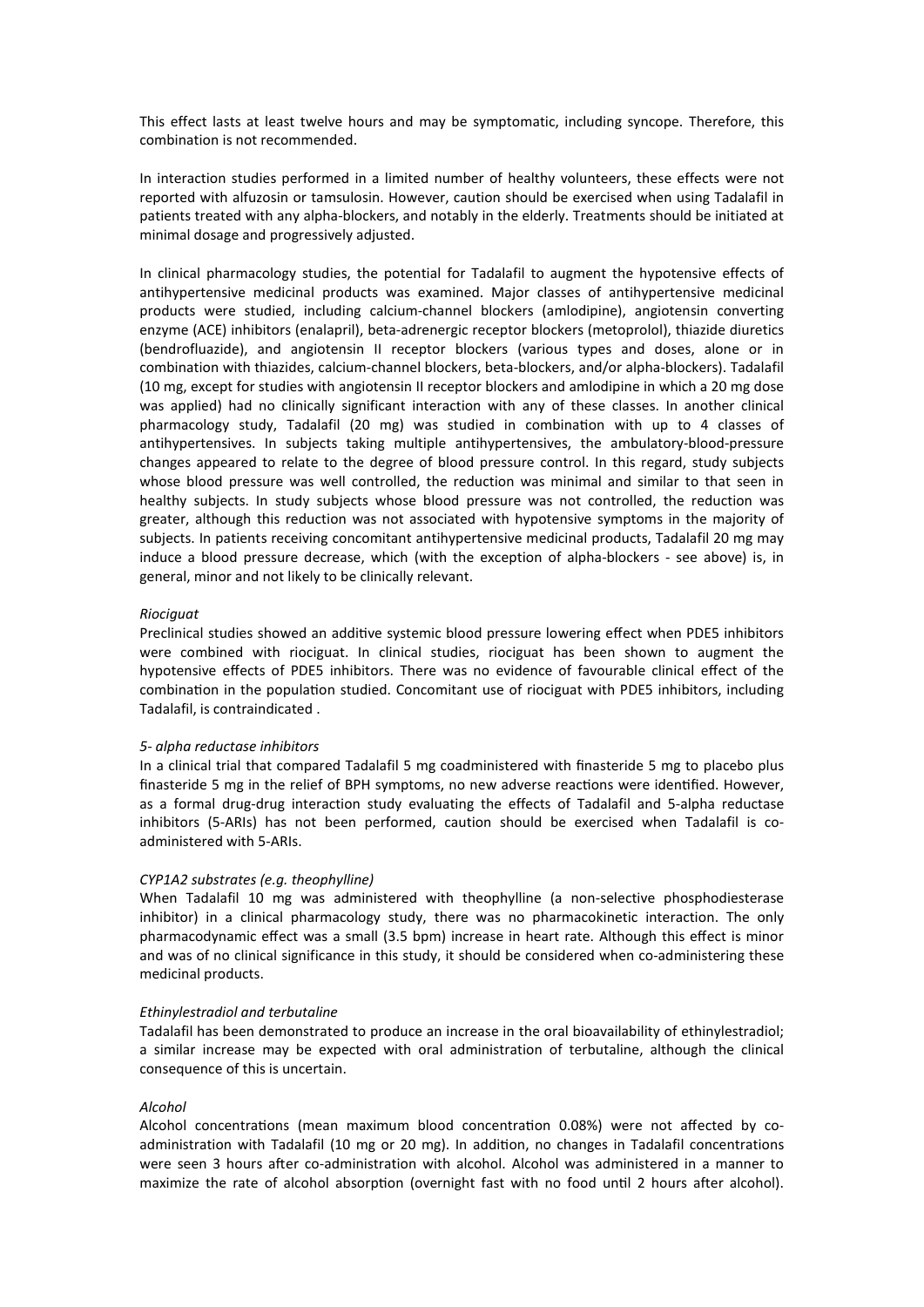This effect lasts at least twelve hours and may be symptomatic, including syncope. Therefore, this combination is not recommended.

In interaction studies performed in a limited number of healthy volunteers, these effects were not reported with alfuzosin or tamsulosin. However, caution should be exercised when using Tadalafil in patients treated with any alpha-blockers, and notably in the elderly. Treatments should be initiated at minimal dosage and progressively adjusted.

In clinical pharmacology studies, the potential for Tadalafil to augment the hypotensive effects of antihypertensive medicinal products was examined. Major classes of antihypertensive medicinal products were studied, including calcium-channel blockers (amlodipine), angiotensin converting enzyme (ACE) inhibitors (enalapril), beta-adrenergic receptor blockers (metoprolol), thiazide diuretics (bendrofluazide), and angiotensin II receptor blockers (various types and doses, alone or in combination with thiazides, calcium-channel blockers, beta-blockers, and/or alpha-blockers). Tadalafil (10 mg, except for studies with angiotensin II receptor blockers and amlodipine in which a 20 mg dose was applied) had no clinically significant interaction with any of these classes. In another clinical pharmacology study, Tadalafil (20 mg) was studied in combination with up to 4 classes of antihypertensives. In subjects taking multiple antihypertensives, the ambulatory-blood-pressure changes appeared to relate to the degree of blood pressure control. In this regard, study subjects whose blood pressure was well controlled, the reduction was minimal and similar to that seen in healthy subjects. In study subjects whose blood pressure was not controlled, the reduction was greater, although this reduction was not associated with hypotensive symptoms in the majority of subjects. In patients receiving concomitant antihypertensive medicinal products, Tadalafil 20 mg may induce a blood pressure decrease, which (with the exception of alpha-blockers - see above) is, in general, minor and not likely to be clinically relevant.

*Riociguat*

Preclinical studies showed an additive systemic blood pressure lowering effect when PDE5 inhibitors were combined with riociguat. In clinical studies, riociguat has been shown to augment the hypotensive effects of PDE5 inhibitors. There was no evidence of favourable clinical effect of the combination in the population studied. Concomitant use of riociguat with PDE5 inhibitors, including Tadalafil, is contraindicated .

*5- alpha reductase inhibitors*

In a clinical trial that compared Tadalafil 5 mg coadministered with finasteride 5 mg to placebo plus finasteride 5 mg in the relief of BPH symptoms, no new adverse reactions were identified. However, as a formal drug-drug interaction study evaluating the effects of Tadalafil and 5-alpha reductase inhibitors (5-ARIs) has not been performed, caution should be exercised when Tadalafil is co-administered with 5-ARIs.

*CYP1A2 substrates (e.g. theophylline)*

When Tadalafil 10 mg was administered with theophylline (a non-selective phosphodiesterase inhibitor) in a clinical pharmacology study, there was no pharmacokinetic interaction. The only pharmacodynamic effect was a small (3.5 bpm) increase in heart rate. Although this effect is minor and was of no clinical significance in this study, it should be considered when co-administering these medicinal products.

*Ethinylestradiol and terbutaline*

Tadalafil has been demonstrated to produce an increase in the oral bioavailability of ethinylestradiol; a similar increase may be expected with oral administration of terbutaline, although the clinical consequence of this is uncertain.

*Alcohol*

Alcohol concentrations (mean maximum blood concentration 0.08%) were not affected by co-administration with Tadalafil (10 mg or 20 mg). In addition, no changes in Tadalafil concentrations were seen 3 hours after co-administration with alcohol. Alcohol was administered in a manner to maximize the rate of alcohol absorption (overnight fast with no food until 2 hours after alcohol).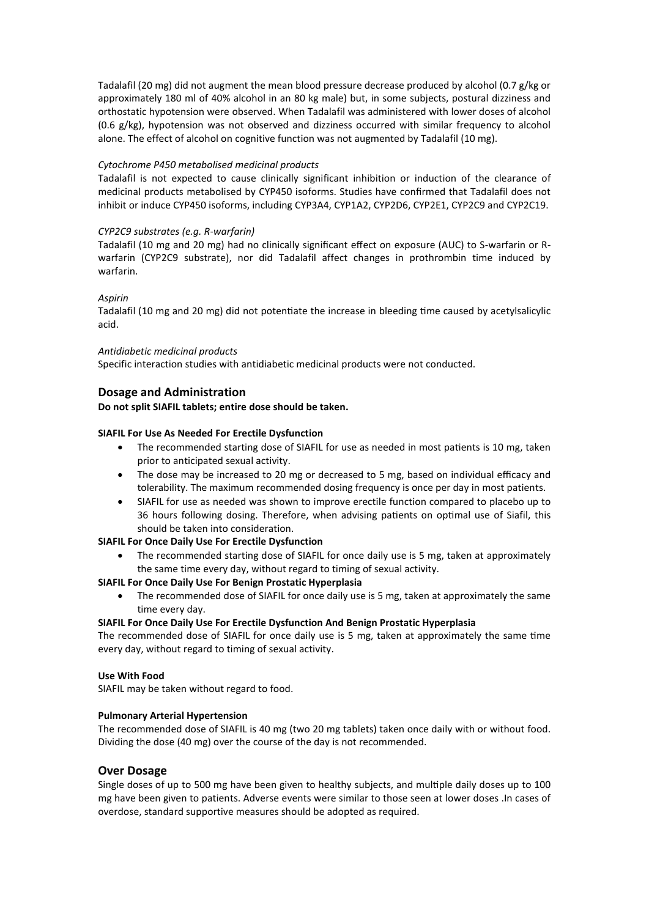Tadalafil (20 mg) did not augment the mean blood pressure decrease produced by alcohol (0.7 g/kg or approximately 180 ml of 40% alcohol in an 80 kg male) but, in some subjects, postural dizziness and orthostatic hypotension were observed. When Tadalafil was administered with lower doses of alcohol (0.6 g/kg), hypotension was not observed and dizziness occurred with similar frequency to alcohol alone. The effect of alcohol on cognitive function was not augmented by Tadalafil (10 mg).

*Cytochrome P450 metabolised medicinal products*

Tadalafil is not expected to cause clinically significant inhibition or induction of the clearance of medicinal products metabolised by CYP450 isoforms. Studies have confirmed that Tadalafil does not inhibit or induce CYP450 isoforms, including CYP3A4, CYP1A2, CYP2D6, CYP2E1, CYP2C9 and CYP2C19.

*CYP2C9 substrates (e.g. R-warfarin)*

Tadalafil (10 mg and 20 mg) had no clinically significant effect on exposure (AUC) to S-warfarin or R-warfarin (CYP2C9 substrate), nor did Tadalafil affect changes in prothrombin time induced by warfarin.

*Aspirin*

Tadalafil (10 mg and 20 mg) did not potentiate the increase in bleeding time caused by acetylsalicylic acid.

*Antidiabetic medicinal products*

Specific interaction studies with antidiabetic medicinal products were not conducted.

## Dosage and Administration

**Do not split SIAFIL tablets; entire dose should be taken.**

**SIAFIL For Use As Needed For Erectile Dysfunction**

- The recommended starting dose of SIAFIL for use as needed in most patients is 10 mg, taken prior to anticipated sexual activity.
- The dose may be increased to 20 mg or decreased to 5 mg, based on individual efficacy and tolerability. The maximum recommended dosing frequency is once per day in most patients.
- SIAFIL for use as needed was shown to improve erectile function compared to placebo up to 36 hours following dosing. Therefore, when advising patients on optimal use of Siafil, this should be taken into consideration.

**SIAFIL For Once Daily Use For Erectile Dysfunction**

- The recommended starting dose of SIAFIL for once daily use is 5 mg, taken at approximately the same time every day, without regard to timing of sexual activity.

**SIAFIL For Once Daily Use For Benign Prostatic Hyperplasia**

- The recommended dose of SIAFIL for once daily use is 5 mg, taken at approximately the same time every day.

**SIAFIL For Once Daily Use For Erectile Dysfunction And Benign Prostatic Hyperplasia**

The recommended dose of SIAFIL for once daily use is 5 mg, taken at approximately the same time every day, without regard to timing of sexual activity.

**Use With Food**

SIAFIL may be taken without regard to food.

**Pulmonary Arterial Hypertension**

The recommended dose of SIAFIL is 40 mg (two 20 mg tablets) taken once daily with or without food. Dividing the dose (40 mg) over the course of the day is not recommended.

## Over Dosage

Single doses of up to 500 mg have been given to healthy subjects, and multiple daily doses up to 100 mg have been given to patients. Adverse events were similar to those seen at lower doses .In cases of overdose, standard supportive measures should be adopted as required.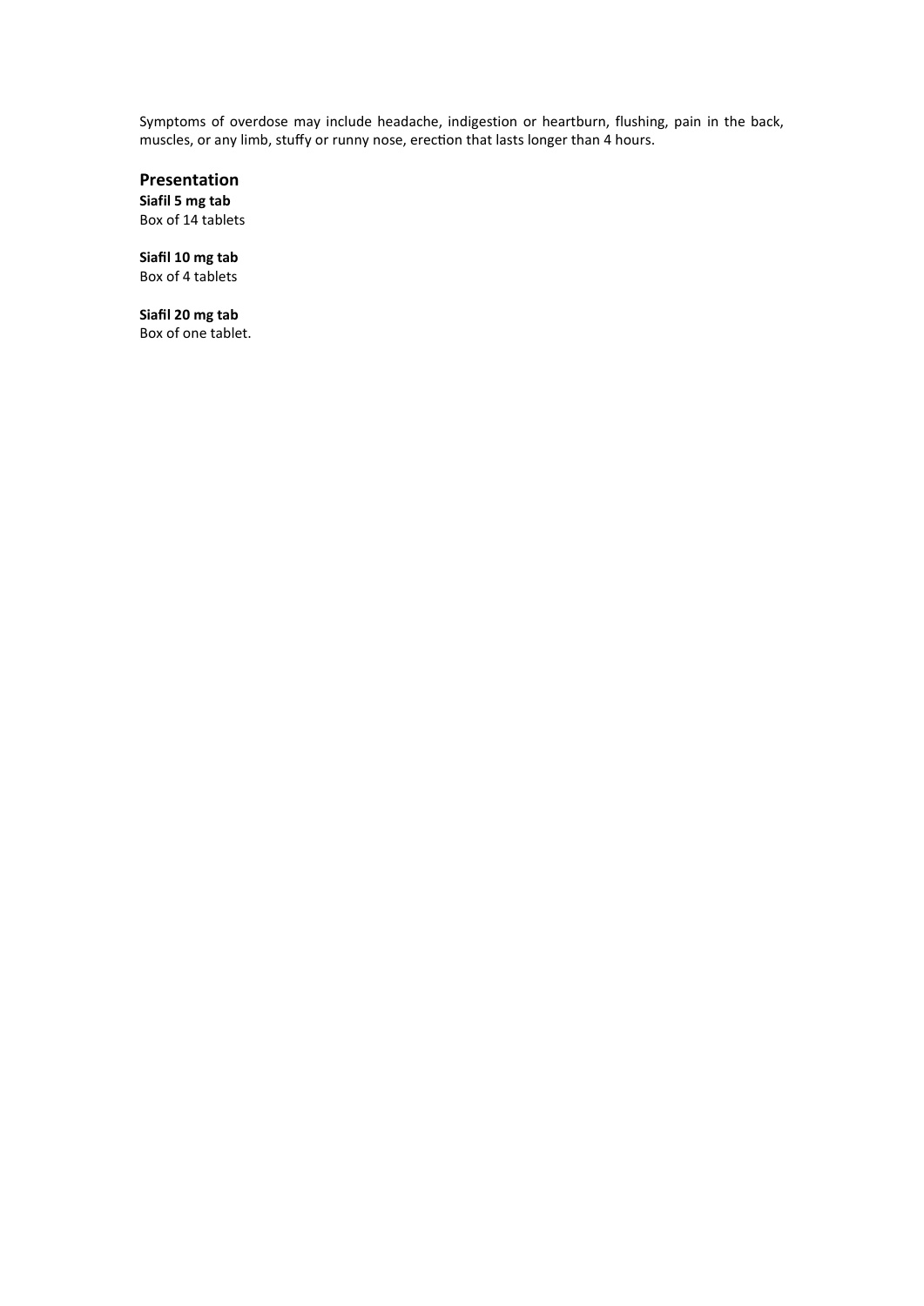Symptoms of overdose may include headache, indigestion or heartburn, flushing, pain in the back, muscles, or any limb, stuffy or runny nose, erection that lasts longer than 4 hours.

## Presentation

**Siafil 5 mg tab**
Box of 14 tablets

**Siafil 10 mg tab**
Box of 4 tablets

**Siafil 20 mg tab**
Box of one tablet.